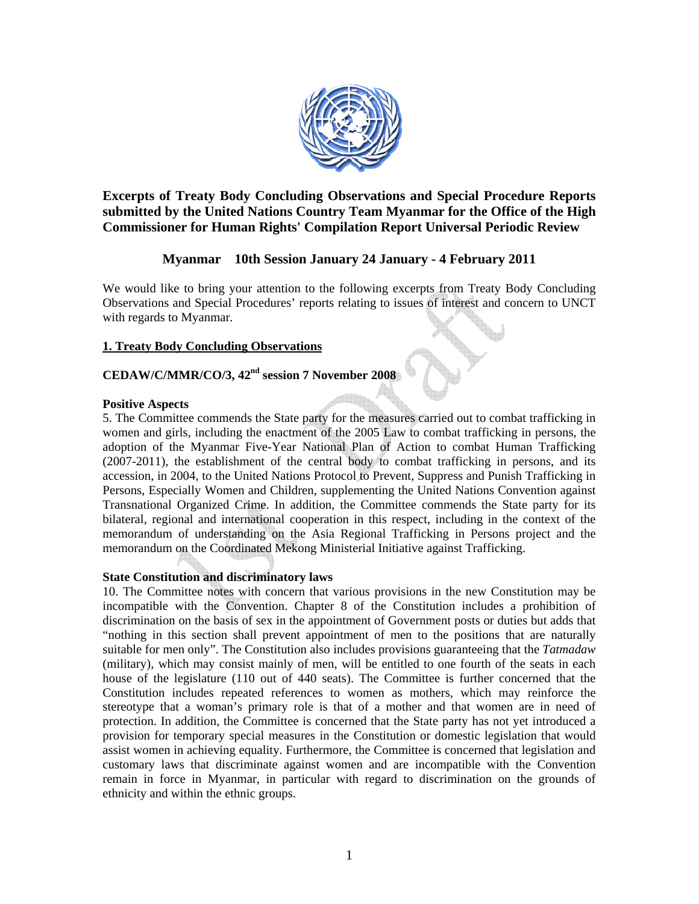**Excerpts of Treaty Body Concluding Observations and Special Procedure Reports submitted by the United Nations Country Team Myanmar for the Office of the High Commissioner for Human Rights' Compilation Report Universal Periodic Review**

**Myanmar 10th Session January 24 January - 4 February 2011**

We would like to bring your attention to the following excerpts from Treaty Body Concluding Observations and Special Procedures' reports relating to issues of interest and concern to UNCT with regards to Myanmar.

## 1. Treaty Body Concluding Observations

### CEDAW/C/MMR/CO/3, 42nd session 7 November 2008

**Positive Aspects**

5. The Committee commends the State party for the measures carried out to combat trafficking in women and girls, including the enactment of the 2005 Law to combat trafficking in persons, the adoption of the Myanmar Five-Year National Plan of Action to combat Human Trafficking (2007-2011), the establishment of the central body to combat trafficking in persons, and its accession, in 2004, to the United Nations Protocol to Prevent, Suppress and Punish Trafficking in Persons, Especially Women and Children, supplementing the United Nations Convention against Transnational Organized Crime. In addition, the Committee commends the State party for its bilateral, regional and international cooperation in this respect, including in the context of the memorandum of understanding on the Asia Regional Trafficking in Persons project and the memorandum on the Coordinated Mekong Ministerial Initiative against Trafficking.

**State Constitution and discriminatory laws**

10. The Committee notes with concern that various provisions in the new Constitution may be incompatible with the Convention. Chapter 8 of the Constitution includes a prohibition of discrimination on the basis of sex in the appointment of Government posts or duties but adds that "nothing in this section shall prevent appointment of men to the positions that are naturally suitable for men only". The Constitution also includes provisions guaranteeing that the *Tatmadaw* (military), which may consist mainly of men, will be entitled to one fourth of the seats in each house of the legislature (110 out of 440 seats). The Committee is further concerned that the Constitution includes repeated references to women as mothers, which may reinforce the stereotype that a woman's primary role is that of a mother and that women are in need of protection. In addition, the Committee is concerned that the State party has not yet introduced a provision for temporary special measures in the Constitution or domestic legislation that would assist women in achieving equality. Furthermore, the Committee is concerned that legislation and customary laws that discriminate against women and are incompatible with the Convention remain in force in Myanmar, in particular with regard to discrimination on the grounds of ethnicity and within the ethnic groups.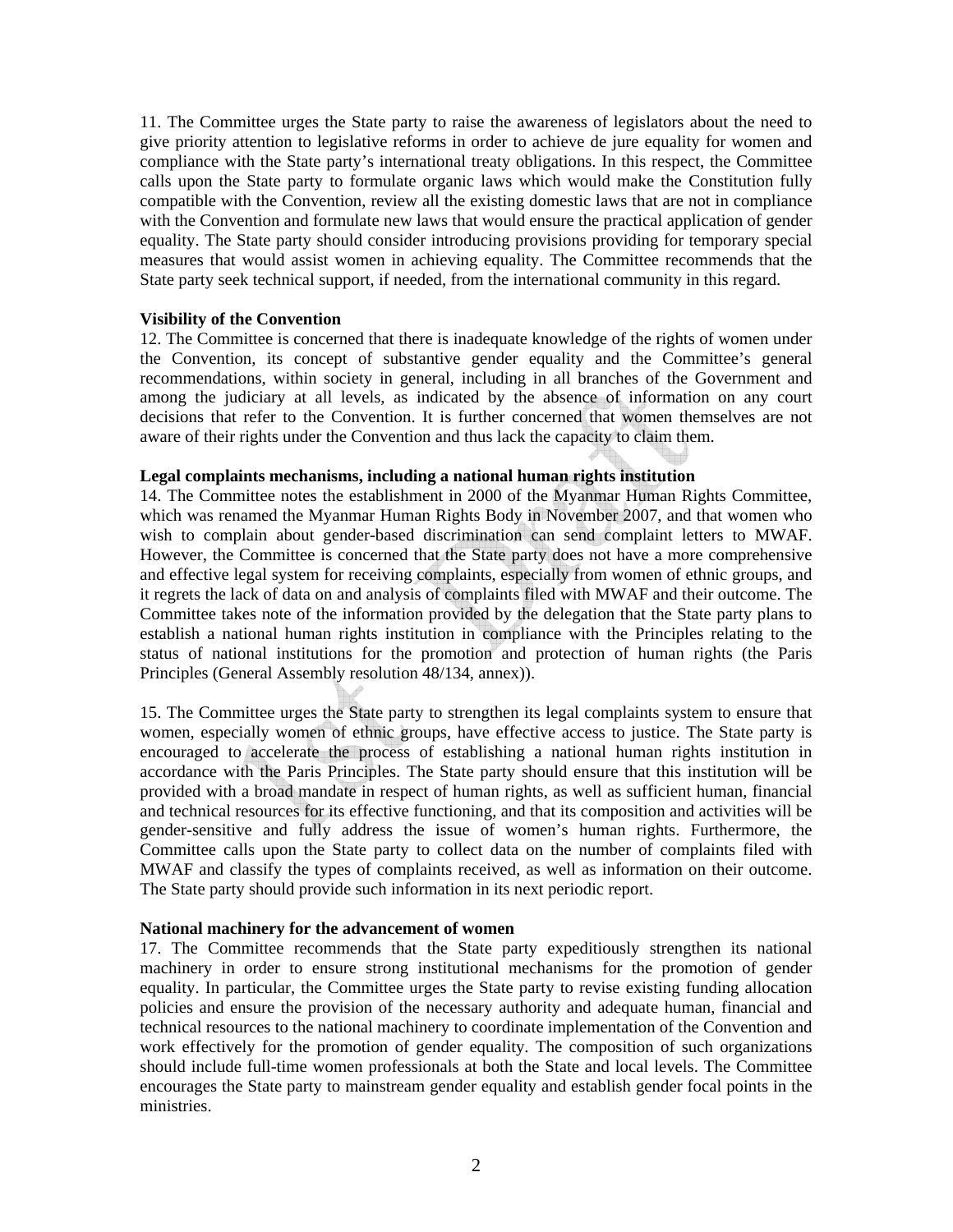11. The Committee urges the State party to raise the awareness of legislators about the need to give priority attention to legislative reforms in order to achieve de jure equality for women and compliance with the State party's international treaty obligations. In this respect, the Committee calls upon the State party to formulate organic laws which would make the Constitution fully compatible with the Convention, review all the existing domestic laws that are not in compliance with the Convention and formulate new laws that would ensure the practical application of gender equality. The State party should consider introducing provisions providing for temporary special measures that would assist women in achieving equality. The Committee recommends that the State party seek technical support, if needed, from the international community in this regard.

**Visibility of the Convention**

12. The Committee is concerned that there is inadequate knowledge of the rights of women under the Convention, its concept of substantive gender equality and the Committee's general recommendations, within society in general, including in all branches of the Government and among the judiciary at all levels, as indicated by the absence of information on any court decisions that refer to the Convention. It is further concerned that women themselves are not aware of their rights under the Convention and thus lack the capacity to claim them.

**Legal complaints mechanisms, including a national human rights institution**

14. The Committee notes the establishment in 2000 of the Myanmar Human Rights Committee, which was renamed the Myanmar Human Rights Body in November 2007, and that women who wish to complain about gender-based discrimination can send complaint letters to MWAF. However, the Committee is concerned that the State party does not have a more comprehensive and effective legal system for receiving complaints, especially from women of ethnic groups, and it regrets the lack of data on and analysis of complaints filed with MWAF and their outcome. The Committee takes note of the information provided by the delegation that the State party plans to establish a national human rights institution in compliance with the Principles relating to the status of national institutions for the promotion and protection of human rights (the Paris Principles (General Assembly resolution 48/134, annex)).

15. The Committee urges the State party to strengthen its legal complaints system to ensure that women, especially women of ethnic groups, have effective access to justice. The State party is encouraged to accelerate the process of establishing a national human rights institution in accordance with the Paris Principles. The State party should ensure that this institution will be provided with a broad mandate in respect of human rights, as well as sufficient human, financial and technical resources for its effective functioning, and that its composition and activities will be gender-sensitive and fully address the issue of women's human rights. Furthermore, the Committee calls upon the State party to collect data on the number of complaints filed with MWAF and classify the types of complaints received, as well as information on their outcome. The State party should provide such information in its next periodic report.

**National machinery for the advancement of women**

17. The Committee recommends that the State party expeditiously strengthen its national machinery in order to ensure strong institutional mechanisms for the promotion of gender equality. In particular, the Committee urges the State party to revise existing funding allocation policies and ensure the provision of the necessary authority and adequate human, financial and technical resources to the national machinery to coordinate implementation of the Convention and work effectively for the promotion of gender equality. The composition of such organizations should include full-time women professionals at both the State and local levels. The Committee encourages the State party to mainstream gender equality and establish gender focal points in the ministries.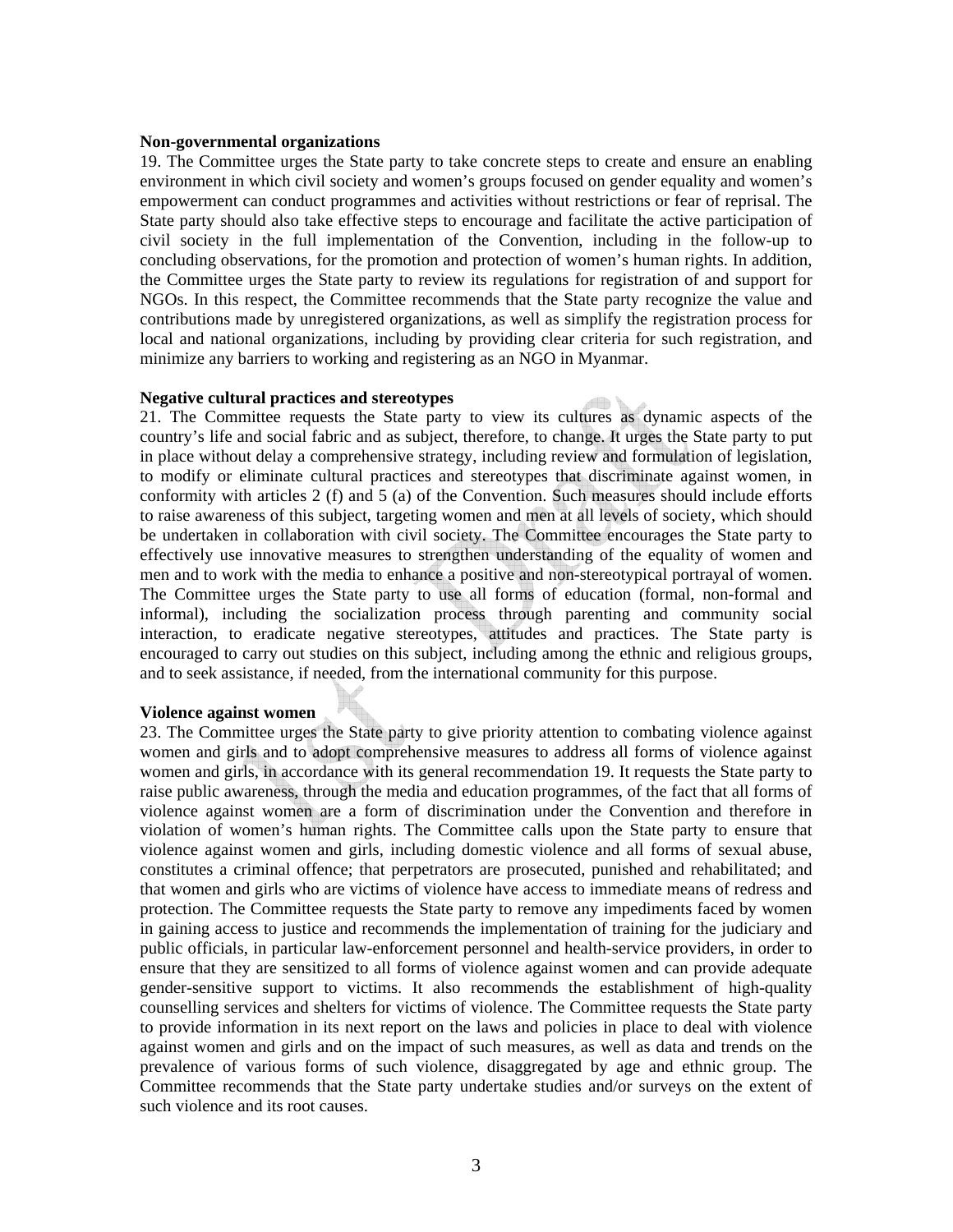**Non-governmental organizations**

19. The Committee urges the State party to take concrete steps to create and ensure an enabling environment in which civil society and women's groups focused on gender equality and women's empowerment can conduct programmes and activities without restrictions or fear of reprisal. The State party should also take effective steps to encourage and facilitate the active participation of civil society in the full implementation of the Convention, including in the follow-up to concluding observations, for the promotion and protection of women's human rights. In addition, the Committee urges the State party to review its regulations for registration of and support for NGOs. In this respect, the Committee recommends that the State party recognize the value and contributions made by unregistered organizations, as well as simplify the registration process for local and national organizations, including by providing clear criteria for such registration, and minimize any barriers to working and registering as an NGO in Myanmar.

**Negative cultural practices and stereotypes**

21. The Committee requests the State party to view its cultures as dynamic aspects of the country's life and social fabric and as subject, therefore, to change. It urges the State party to put in place without delay a comprehensive strategy, including review and formulation of legislation, to modify or eliminate cultural practices and stereotypes that discriminate against women, in conformity with articles 2 (f) and 5 (a) of the Convention. Such measures should include efforts to raise awareness of this subject, targeting women and men at all levels of society, which should be undertaken in collaboration with civil society. The Committee encourages the State party to effectively use innovative measures to strengthen understanding of the equality of women and men and to work with the media to enhance a positive and non-stereotypical portrayal of women. The Committee urges the State party to use all forms of education (formal, non-formal and informal), including the socialization process through parenting and community social interaction, to eradicate negative stereotypes, attitudes and practices. The State party is encouraged to carry out studies on this subject, including among the ethnic and religious groups, and to seek assistance, if needed, from the international community for this purpose.

**Violence against women**

23. The Committee urges the State party to give priority attention to combating violence against women and girls and to adopt comprehensive measures to address all forms of violence against women and girls, in accordance with its general recommendation 19. It requests the State party to raise public awareness, through the media and education programmes, of the fact that all forms of violence against women are a form of discrimination under the Convention and therefore in violation of women's human rights. The Committee calls upon the State party to ensure that violence against women and girls, including domestic violence and all forms of sexual abuse, constitutes a criminal offence; that perpetrators are prosecuted, punished and rehabilitated; and that women and girls who are victims of violence have access to immediate means of redress and protection. The Committee requests the State party to remove any impediments faced by women in gaining access to justice and recommends the implementation of training for the judiciary and public officials, in particular law-enforcement personnel and health-service providers, in order to ensure that they are sensitized to all forms of violence against women and can provide adequate gender-sensitive support to victims. It also recommends the establishment of high-quality counselling services and shelters for victims of violence. The Committee requests the State party to provide information in its next report on the laws and policies in place to deal with violence against women and girls and on the impact of such measures, as well as data and trends on the prevalence of various forms of such violence, disaggregated by age and ethnic group. The Committee recommends that the State party undertake studies and/or surveys on the extent of such violence and its root causes.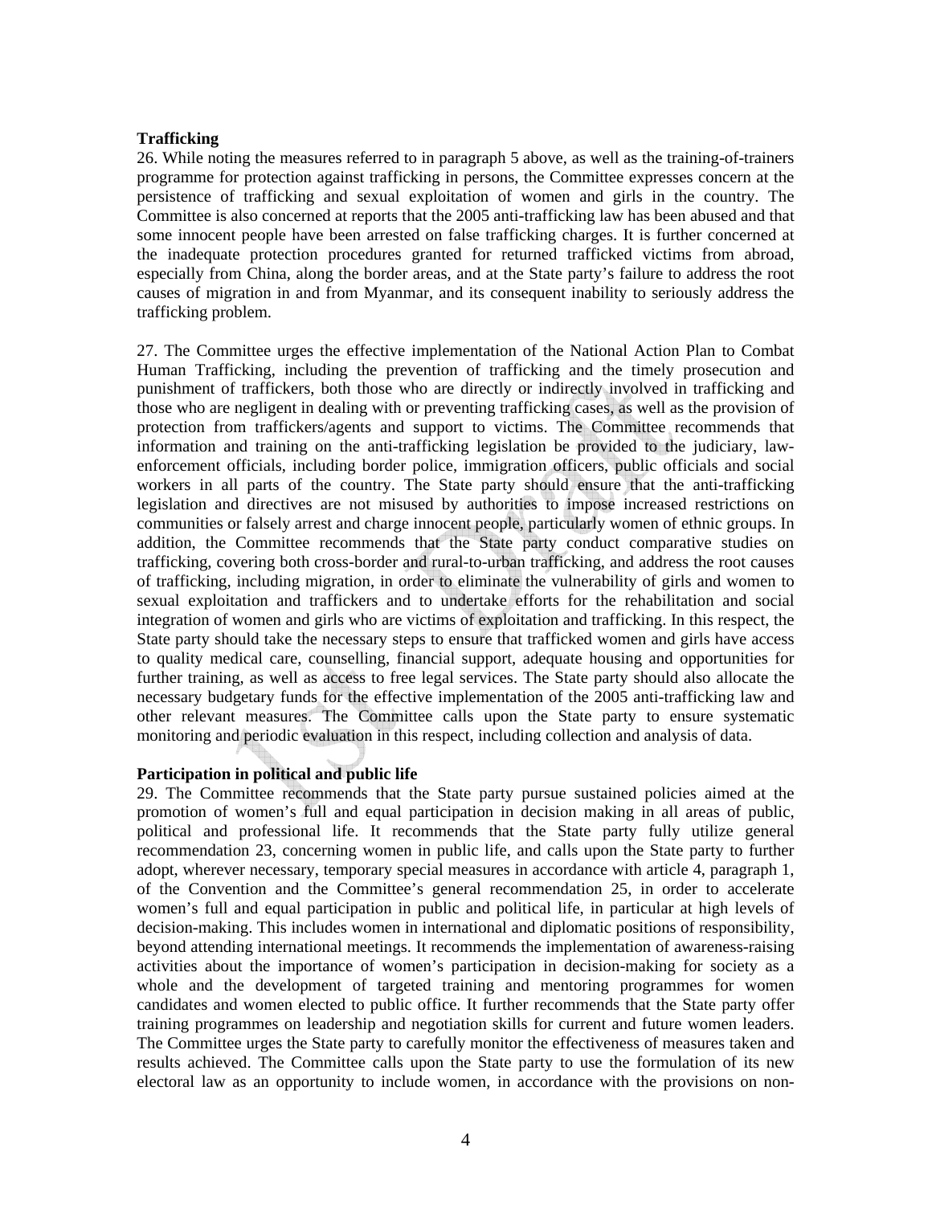**Trafficking**

26. While noting the measures referred to in paragraph 5 above, as well as the training-of-trainers programme for protection against trafficking in persons, the Committee expresses concern at the persistence of trafficking and sexual exploitation of women and girls in the country. The Committee is also concerned at reports that the 2005 anti-trafficking law has been abused and that some innocent people have been arrested on false trafficking charges. It is further concerned at the inadequate protection procedures granted for returned trafficked victims from abroad, especially from China, along the border areas, and at the State party's failure to address the root causes of migration in and from Myanmar, and its consequent inability to seriously address the trafficking problem.

27. The Committee urges the effective implementation of the National Action Plan to Combat Human Trafficking, including the prevention of trafficking and the timely prosecution and punishment of traffickers, both those who are directly or indirectly involved in trafficking and those who are negligent in dealing with or preventing trafficking cases, as well as the provision of protection from traffickers/agents and support to victims. The Committee recommends that information and training on the anti-trafficking legislation be provided to the judiciary, law-enforcement officials, including border police, immigration officers, public officials and social workers in all parts of the country. The State party should ensure that the anti-trafficking legislation and directives are not misused by authorities to impose increased restrictions on communities or falsely arrest and charge innocent people, particularly women of ethnic groups. In addition, the Committee recommends that the State party conduct comparative studies on trafficking, covering both cross-border and rural-to-urban trafficking, and address the root causes of trafficking, including migration, in order to eliminate the vulnerability of girls and women to sexual exploitation and traffickers and to undertake efforts for the rehabilitation and social integration of women and girls who are victims of exploitation and trafficking. In this respect, the State party should take the necessary steps to ensure that trafficked women and girls have access to quality medical care, counselling, financial support, adequate housing and opportunities for further training, as well as access to free legal services. The State party should also allocate the necessary budgetary funds for the effective implementation of the 2005 anti-trafficking law and other relevant measures. The Committee calls upon the State party to ensure systematic monitoring and periodic evaluation in this respect, including collection and analysis of data.

**Participation in political and public life**

29. The Committee recommends that the State party pursue sustained policies aimed at the promotion of women's full and equal participation in decision making in all areas of public, political and professional life. It recommends that the State party fully utilize general recommendation 23, concerning women in public life, and calls upon the State party to further adopt, wherever necessary, temporary special measures in accordance with article 4, paragraph 1, of the Convention and the Committee's general recommendation 25, in order to accelerate women's full and equal participation in public and political life, in particular at high levels of decision-making. This includes women in international and diplomatic positions of responsibility, beyond attending international meetings. It recommends the implementation of awareness-raising activities about the importance of women's participation in decision-making for society as a whole and the development of targeted training and mentoring programmes for women candidates and women elected to public office. It further recommends that the State party offer training programmes on leadership and negotiation skills for current and future women leaders. The Committee urges the State party to carefully monitor the effectiveness of measures taken and results achieved. The Committee calls upon the State party to use the formulation of its new electoral law as an opportunity to include women, in accordance with the provisions on non-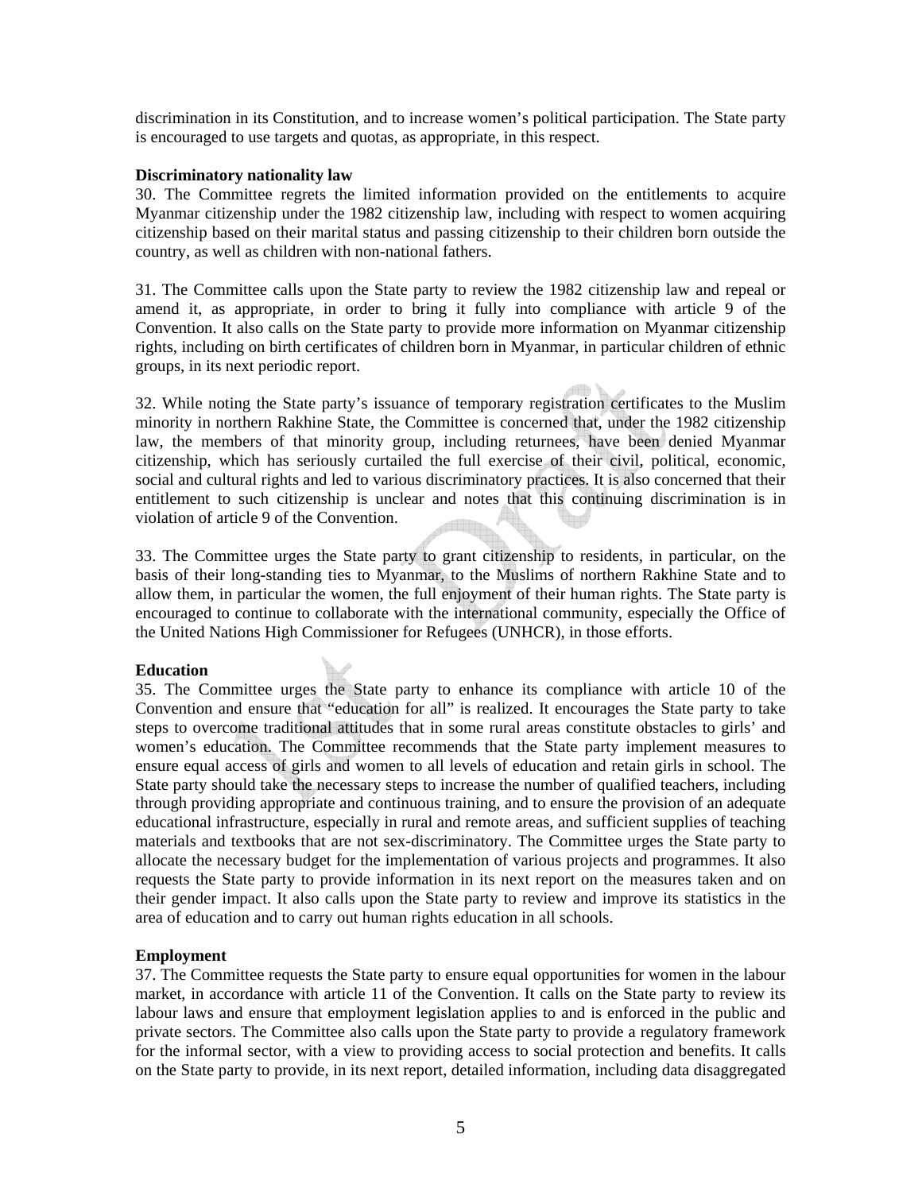discrimination in its Constitution, and to increase women's political participation. The State party is encouraged to use targets and quotas, as appropriate, in this respect.

**Discriminatory nationality law**

30. The Committee regrets the limited information provided on the entitlements to acquire Myanmar citizenship under the 1982 citizenship law, including with respect to women acquiring citizenship based on their marital status and passing citizenship to their children born outside the country, as well as children with non-national fathers.

31. The Committee calls upon the State party to review the 1982 citizenship law and repeal or amend it, as appropriate, in order to bring it fully into compliance with article 9 of the Convention. It also calls on the State party to provide more information on Myanmar citizenship rights, including on birth certificates of children born in Myanmar, in particular children of ethnic groups, in its next periodic report.

32. While noting the State party's issuance of temporary registration certificates to the Muslim minority in northern Rakhine State, the Committee is concerned that, under the 1982 citizenship law, the members of that minority group, including returnees, have been denied Myanmar citizenship, which has seriously curtailed the full exercise of their civil, political, economic, social and cultural rights and led to various discriminatory practices. It is also concerned that their entitlement to such citizenship is unclear and notes that this continuing discrimination is in violation of article 9 of the Convention.

33. The Committee urges the State party to grant citizenship to residents, in particular, on the basis of their long-standing ties to Myanmar, to the Muslims of northern Rakhine State and to allow them, in particular the women, the full enjoyment of their human rights. The State party is encouraged to continue to collaborate with the international community, especially the Office of the United Nations High Commissioner for Refugees (UNHCR), in those efforts.

**Education**

35. The Committee urges the State party to enhance its compliance with article 10 of the Convention and ensure that "education for all" is realized. It encourages the State party to take steps to overcome traditional attitudes that in some rural areas constitute obstacles to girls' and women's education. The Committee recommends that the State party implement measures to ensure equal access of girls and women to all levels of education and retain girls in school. The State party should take the necessary steps to increase the number of qualified teachers, including through providing appropriate and continuous training, and to ensure the provision of an adequate educational infrastructure, especially in rural and remote areas, and sufficient supplies of teaching materials and textbooks that are not sex-discriminatory. The Committee urges the State party to allocate the necessary budget for the implementation of various projects and programmes. It also requests the State party to provide information in its next report on the measures taken and on their gender impact. It also calls upon the State party to review and improve its statistics in the area of education and to carry out human rights education in all schools.

**Employment**

37. The Committee requests the State party to ensure equal opportunities for women in the labour market, in accordance with article 11 of the Convention. It calls on the State party to review its labour laws and ensure that employment legislation applies to and is enforced in the public and private sectors. The Committee also calls upon the State party to provide a regulatory framework for the informal sector, with a view to providing access to social protection and benefits. It calls on the State party to provide, in its next report, detailed information, including data disaggregated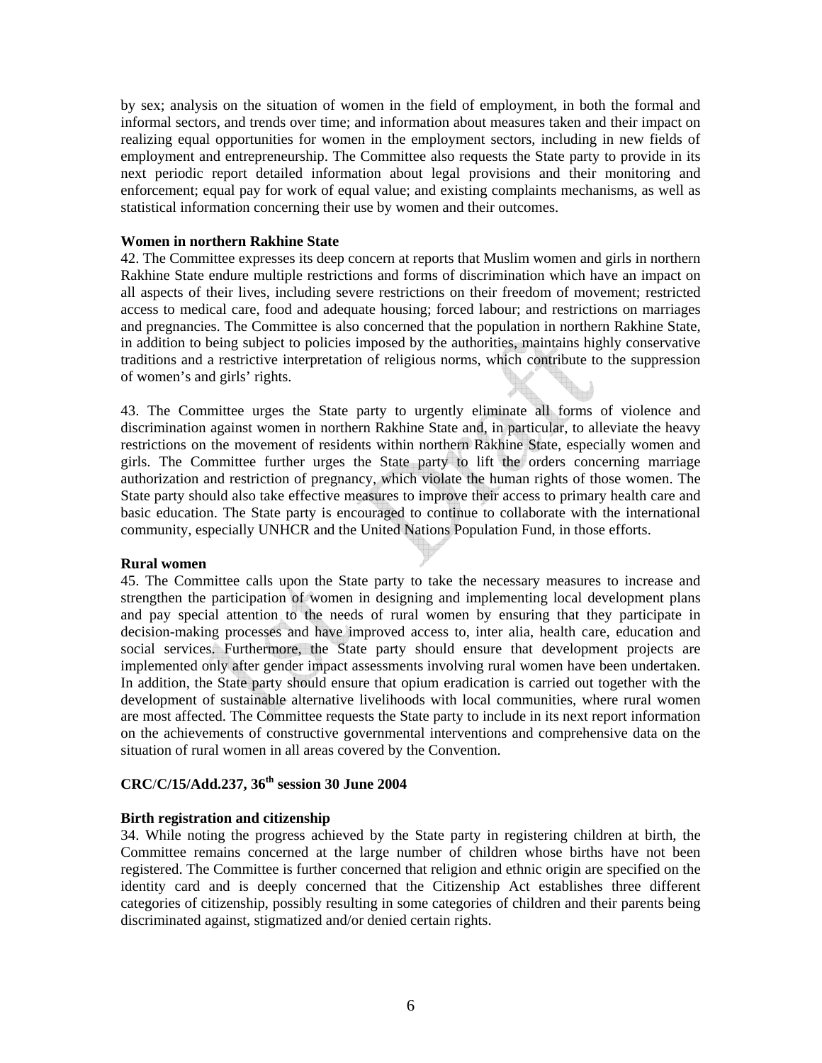by sex; analysis on the situation of women in the field of employment, in both the formal and informal sectors, and trends over time; and information about measures taken and their impact on realizing equal opportunities for women in the employment sectors, including in new fields of employment and entrepreneurship. The Committee also requests the State party to provide in its next periodic report detailed information about legal provisions and their monitoring and enforcement; equal pay for work of equal value; and existing complaints mechanisms, as well as statistical information concerning their use by women and their outcomes.

**Women in northern Rakhine State**

42. The Committee expresses its deep concern at reports that Muslim women and girls in northern Rakhine State endure multiple restrictions and forms of discrimination which have an impact on all aspects of their lives, including severe restrictions on their freedom of movement; restricted access to medical care, food and adequate housing; forced labour; and restrictions on marriages and pregnancies. The Committee is also concerned that the population in northern Rakhine State, in addition to being subject to policies imposed by the authorities, maintains highly conservative traditions and a restrictive interpretation of religious norms, which contribute to the suppression of women's and girls' rights.

43. The Committee urges the State party to urgently eliminate all forms of violence and discrimination against women in northern Rakhine State and, in particular, to alleviate the heavy restrictions on the movement of residents within northern Rakhine State, especially women and girls. The Committee further urges the State party to lift the orders concerning marriage authorization and restriction of pregnancy, which violate the human rights of those women. The State party should also take effective measures to improve their access to primary health care and basic education. The State party is encouraged to continue to collaborate with the international community, especially UNHCR and the United Nations Population Fund, in those efforts.

**Rural women**

45. The Committee calls upon the State party to take the necessary measures to increase and strengthen the participation of women in designing and implementing local development plans and pay special attention to the needs of rural women by ensuring that they participate in decision-making processes and have improved access to, inter alia, health care, education and social services. Furthermore, the State party should ensure that development projects are implemented only after gender impact assessments involving rural women have been undertaken. In addition, the State party should ensure that opium eradication is carried out together with the development of sustainable alternative livelihoods with local communities, where rural women are most affected. The Committee requests the State party to include in its next report information on the achievements of constructive governmental interventions and comprehensive data on the situation of rural women in all areas covered by the Convention.

**CRC/C/15/Add.237, 36th session 30 June 2004**

**Birth registration and citizenship**

34. While noting the progress achieved by the State party in registering children at birth, the Committee remains concerned at the large number of children whose births have not been registered. The Committee is further concerned that religion and ethnic origin are specified on the identity card and is deeply concerned that the Citizenship Act establishes three different categories of citizenship, possibly resulting in some categories of children and their parents being discriminated against, stigmatized and/or denied certain rights.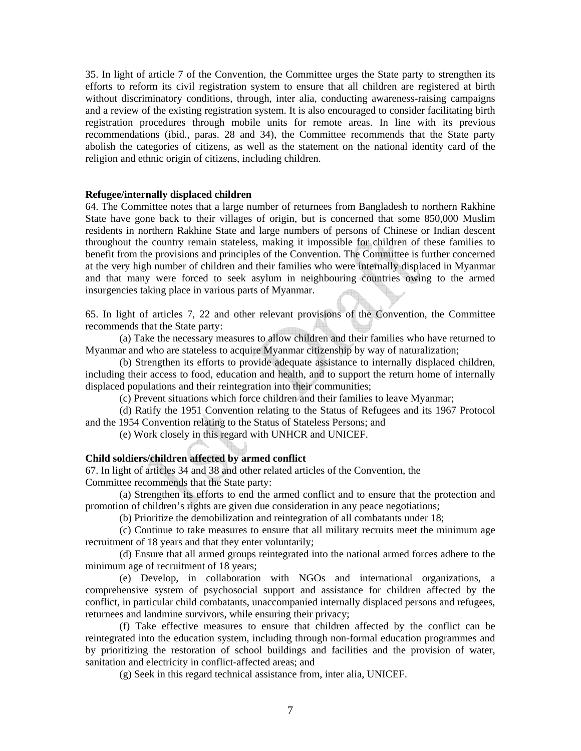35. In light of article 7 of the Convention, the Committee urges the State party to strengthen its efforts to reform its civil registration system to ensure that all children are registered at birth without discriminatory conditions, through, inter alia, conducting awareness-raising campaigns and a review of the existing registration system. It is also encouraged to consider facilitating birth registration procedures through mobile units for remote areas. In line with its previous recommendations (ibid., paras. 28 and 34), the Committee recommends that the State party abolish the categories of citizens, as well as the statement on the national identity card of the religion and ethnic origin of citizens, including children.

**Refugee/internally displaced children**

64. The Committee notes that a large number of returnees from Bangladesh to northern Rakhine State have gone back to their villages of origin, but is concerned that some 850,000 Muslim residents in northern Rakhine State and large numbers of persons of Chinese or Indian descent throughout the country remain stateless, making it impossible for children of these families to benefit from the provisions and principles of the Convention. The Committee is further concerned at the very high number of children and their families who were internally displaced in Myanmar and that many were forced to seek asylum in neighbouring countries owing to the armed insurgencies taking place in various parts of Myanmar.

65. In light of articles 7, 22 and other relevant provisions of the Convention, the Committee recommends that the State party:

(a) Take the necessary measures to allow children and their families who have returned to Myanmar and who are stateless to acquire Myanmar citizenship by way of naturalization;

(b) Strengthen its efforts to provide adequate assistance to internally displaced children, including their access to food, education and health, and to support the return home of internally displaced populations and their reintegration into their communities;

(c) Prevent situations which force children and their families to leave Myanmar;

(d) Ratify the 1951 Convention relating to the Status of Refugees and its 1967 Protocol and the 1954 Convention relating to the Status of Stateless Persons; and

(e) Work closely in this regard with UNHCR and UNICEF.

**Child soldiers/children affected by armed conflict**

67. In light of articles 34 and 38 and other related articles of the Convention, the Committee recommends that the State party:

(a) Strengthen its efforts to end the armed conflict and to ensure that the protection and promotion of children's rights are given due consideration in any peace negotiations;

(b) Prioritize the demobilization and reintegration of all combatants under 18;

(c) Continue to take measures to ensure that all military recruits meet the minimum age recruitment of 18 years and that they enter voluntarily;

(d) Ensure that all armed groups reintegrated into the national armed forces adhere to the minimum age of recruitment of 18 years;

(e) Develop, in collaboration with NGOs and international organizations, a comprehensive system of psychosocial support and assistance for children affected by the conflict, in particular child combatants, unaccompanied internally displaced persons and refugees, returnees and landmine survivors, while ensuring their privacy;

(f) Take effective measures to ensure that children affected by the conflict can be reintegrated into the education system, including through non-formal education programmes and by prioritizing the restoration of school buildings and facilities and the provision of water, sanitation and electricity in conflict-affected areas; and

(g) Seek in this regard technical assistance from, inter alia, UNICEF.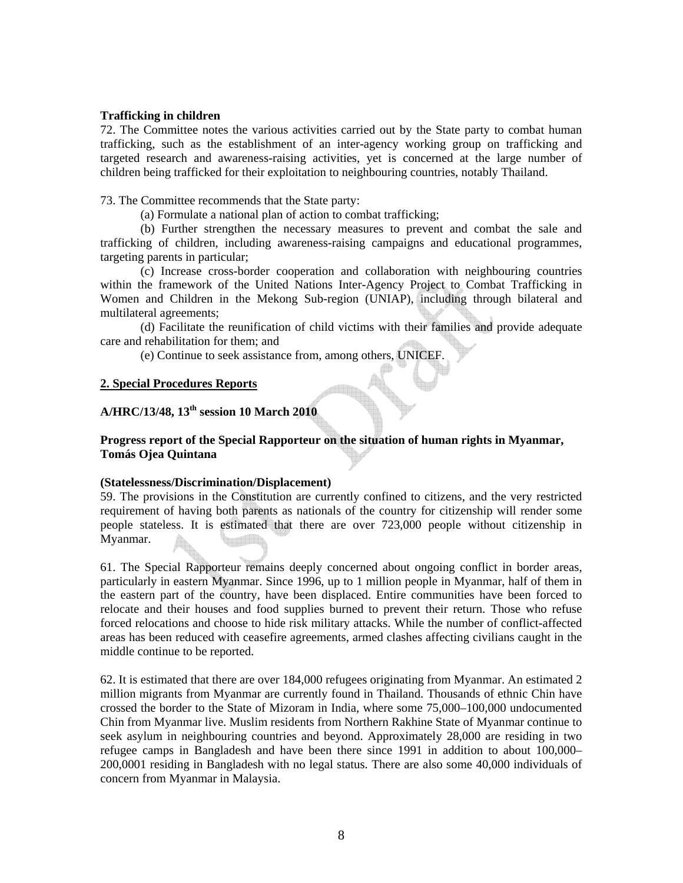**Trafficking in children**

72. The Committee notes the various activities carried out by the State party to combat human trafficking, such as the establishment of an inter-agency working group on trafficking and targeted research and awareness-raising activities, yet is concerned at the large number of children being trafficked for their exploitation to neighbouring countries, notably Thailand.

73. The Committee recommends that the State party:

(a) Formulate a national plan of action to combat trafficking;

(b) Further strengthen the necessary measures to prevent and combat the sale and trafficking of children, including awareness-raising campaigns and educational programmes, targeting parents in particular;

(c) Increase cross-border cooperation and collaboration with neighbouring countries within the framework of the United Nations Inter-Agency Project to Combat Trafficking in Women and Children in the Mekong Sub-region (UNIAP), including through bilateral and multilateral agreements;

(d) Facilitate the reunification of child victims with their families and provide adequate care and rehabilitation for them; and

(e) Continue to seek assistance from, among others, UNICEF.

## 2. Special Procedures Reports

### A/HRC/13/48, 13th session 10 March 2010

### Progress report of the Special Rapporteur on the situation of human rights in Myanmar, Tomás Ojea Quintana

**(Statelessness/Discrimination/Displacement)**

59. The provisions in the Constitution are currently confined to citizens, and the very restricted requirement of having both parents as nationals of the country for citizenship will render some people stateless. It is estimated that there are over 723,000 people without citizenship in Myanmar.

61. The Special Rapporteur remains deeply concerned about ongoing conflict in border areas, particularly in eastern Myanmar. Since 1996, up to 1 million people in Myanmar, half of them in the eastern part of the country, have been displaced. Entire communities have been forced to relocate and their houses and food supplies burned to prevent their return. Those who refuse forced relocations and choose to hide risk military attacks. While the number of conflict-affected areas has been reduced with ceasefire agreements, armed clashes affecting civilians caught in the middle continue to be reported.

62. It is estimated that there are over 184,000 refugees originating from Myanmar. An estimated 2 million migrants from Myanmar are currently found in Thailand. Thousands of ethnic Chin have crossed the border to the State of Mizoram in India, where some 75,000–100,000 undocumented Chin from Myanmar live. Muslim residents from Northern Rakhine State of Myanmar continue to seek asylum in neighbouring countries and beyond. Approximately 28,000 are residing in two refugee camps in Bangladesh and have been there since 1991 in addition to about 100,000–200,0001 residing in Bangladesh with no legal status. There are also some 40,000 individuals of concern from Myanmar in Malaysia.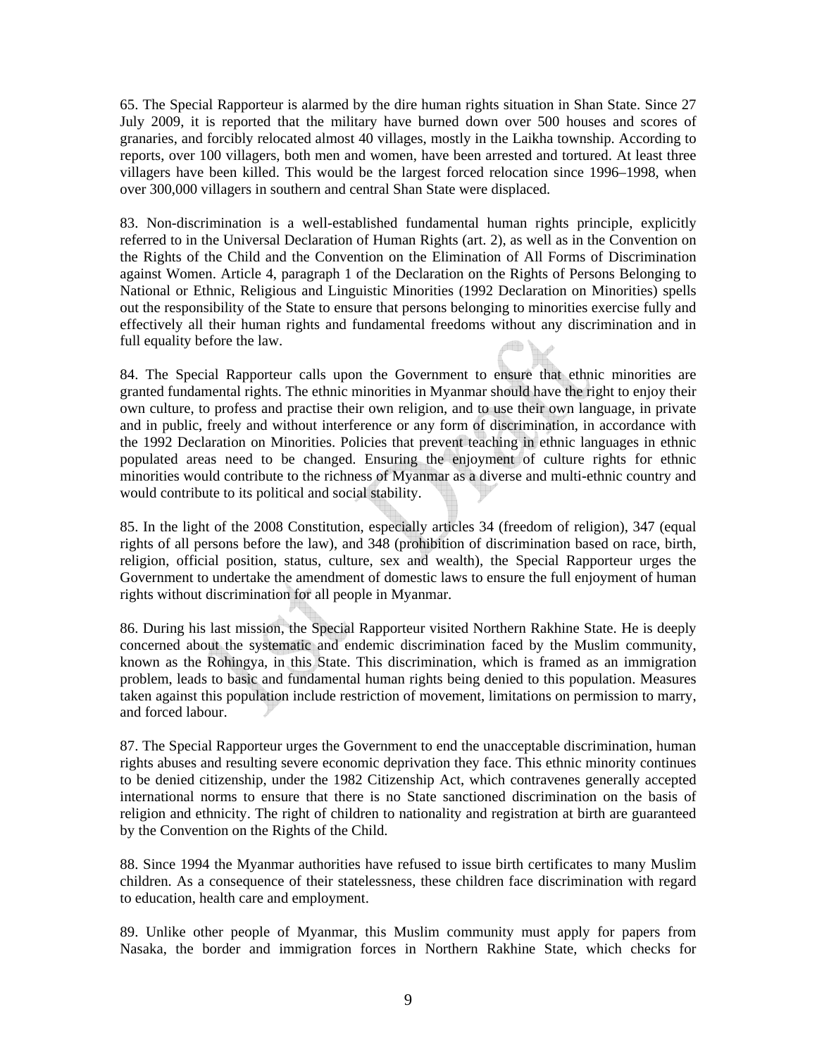65. The Special Rapporteur is alarmed by the dire human rights situation in Shan State. Since 27 July 2009, it is reported that the military have burned down over 500 houses and scores of granaries, and forcibly relocated almost 40 villages, mostly in the Laikha township. According to reports, over 100 villagers, both men and women, have been arrested and tortured. At least three villagers have been killed. This would be the largest forced relocation since 1996–1998, when over 300,000 villagers in southern and central Shan State were displaced.

83. Non-discrimination is a well-established fundamental human rights principle, explicitly referred to in the Universal Declaration of Human Rights (art. 2), as well as in the Convention on the Rights of the Child and the Convention on the Elimination of All Forms of Discrimination against Women. Article 4, paragraph 1 of the Declaration on the Rights of Persons Belonging to National or Ethnic, Religious and Linguistic Minorities (1992 Declaration on Minorities) spells out the responsibility of the State to ensure that persons belonging to minorities exercise fully and effectively all their human rights and fundamental freedoms without any discrimination and in full equality before the law.

84. The Special Rapporteur calls upon the Government to ensure that ethnic minorities are granted fundamental rights. The ethnic minorities in Myanmar should have the right to enjoy their own culture, to profess and practise their own religion, and to use their own language, in private and in public, freely and without interference or any form of discrimination, in accordance with the 1992 Declaration on Minorities. Policies that prevent teaching in ethnic languages in ethnic populated areas need to be changed. Ensuring the enjoyment of culture rights for ethnic minorities would contribute to the richness of Myanmar as a diverse and multi-ethnic country and would contribute to its political and social stability.

85. In the light of the 2008 Constitution, especially articles 34 (freedom of religion), 347 (equal rights of all persons before the law), and 348 (prohibition of discrimination based on race, birth, religion, official position, status, culture, sex and wealth), the Special Rapporteur urges the Government to undertake the amendment of domestic laws to ensure the full enjoyment of human rights without discrimination for all people in Myanmar.

86. During his last mission, the Special Rapporteur visited Northern Rakhine State. He is deeply concerned about the systematic and endemic discrimination faced by the Muslim community, known as the Rohingya, in this State. This discrimination, which is framed as an immigration problem, leads to basic and fundamental human rights being denied to this population. Measures taken against this population include restriction of movement, limitations on permission to marry, and forced labour.

87. The Special Rapporteur urges the Government to end the unacceptable discrimination, human rights abuses and resulting severe economic deprivation they face. This ethnic minority continues to be denied citizenship, under the 1982 Citizenship Act, which contravenes generally accepted international norms to ensure that there is no State sanctioned discrimination on the basis of religion and ethnicity. The right of children to nationality and registration at birth are guaranteed by the Convention on the Rights of the Child.

88. Since 1994 the Myanmar authorities have refused to issue birth certificates to many Muslim children. As a consequence of their statelessness, these children face discrimination with regard to education, health care and employment.

89. Unlike other people of Myanmar, this Muslim community must apply for papers from Nasaka, the border and immigration forces in Northern Rakhine State, which checks for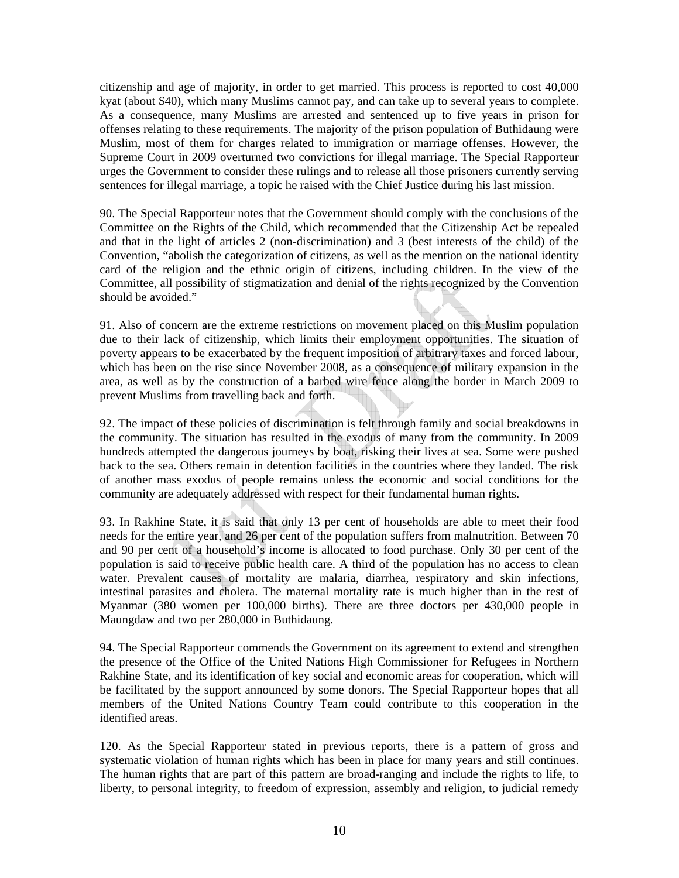citizenship and age of majority, in order to get married. This process is reported to cost 40,000 kyat (about $40), which many Muslims cannot pay, and can take up to several years to complete. As a consequence, many Muslims are arrested and sentenced up to five years in prison for offenses relating to these requirements. The majority of the prison population of Buthidaung were Muslim, most of them for charges related to immigration or marriage offenses. However, the Supreme Court in 2009 overturned two convictions for illegal marriage. The Special Rapporteur urges the Government to consider these rulings and to release all those prisoners currently serving sentences for illegal marriage, a topic he raised with the Chief Justice during his last mission.

90. The Special Rapporteur notes that the Government should comply with the conclusions of the Committee on the Rights of the Child, which recommended that the Citizenship Act be repealed and that in the light of articles 2 (non-discrimination) and 3 (best interests of the child) of the Convention, "abolish the categorization of citizens, as well as the mention on the national identity card of the religion and the ethnic origin of citizens, including children. In the view of the Committee, all possibility of stigmatization and denial of the rights recognized by the Convention should be avoided."

91. Also of concern are the extreme restrictions on movement placed on this Muslim population due to their lack of citizenship, which limits their employment opportunities. The situation of poverty appears to be exacerbated by the frequent imposition of arbitrary taxes and forced labour, which has been on the rise since November 2008, as a consequence of military expansion in the area, as well as by the construction of a barbed wire fence along the border in March 2009 to prevent Muslims from travelling back and forth.

92. The impact of these policies of discrimination is felt through family and social breakdowns in the community. The situation has resulted in the exodus of many from the community. In 2009 hundreds attempted the dangerous journeys by boat, risking their lives at sea. Some were pushed back to the sea. Others remain in detention facilities in the countries where they landed. The risk of another mass exodus of people remains unless the economic and social conditions for the community are adequately addressed with respect for their fundamental human rights.

93. In Rakhine State, it is said that only 13 per cent of households are able to meet their food needs for the entire year, and 26 per cent of the population suffers from malnutrition. Between 70 and 90 per cent of a household's income is allocated to food purchase. Only 30 per cent of the population is said to receive public health care. A third of the population has no access to clean water. Prevalent causes of mortality are malaria, diarrhea, respiratory and skin infections, intestinal parasites and cholera. The maternal mortality rate is much higher than in the rest of Myanmar (380 women per 100,000 births). There are three doctors per 430,000 people in Maungdaw and two per 280,000 in Buthidaung.

94. The Special Rapporteur commends the Government on its agreement to extend and strengthen the presence of the Office of the United Nations High Commissioner for Refugees in Northern Rakhine State, and its identification of key social and economic areas for cooperation, which will be facilitated by the support announced by some donors. The Special Rapporteur hopes that all members of the United Nations Country Team could contribute to this cooperation in the identified areas.

120. As the Special Rapporteur stated in previous reports, there is a pattern of gross and systematic violation of human rights which has been in place for many years and still continues. The human rights that are part of this pattern are broad-ranging and include the rights to life, to liberty, to personal integrity, to freedom of expression, assembly and religion, to judicial remedy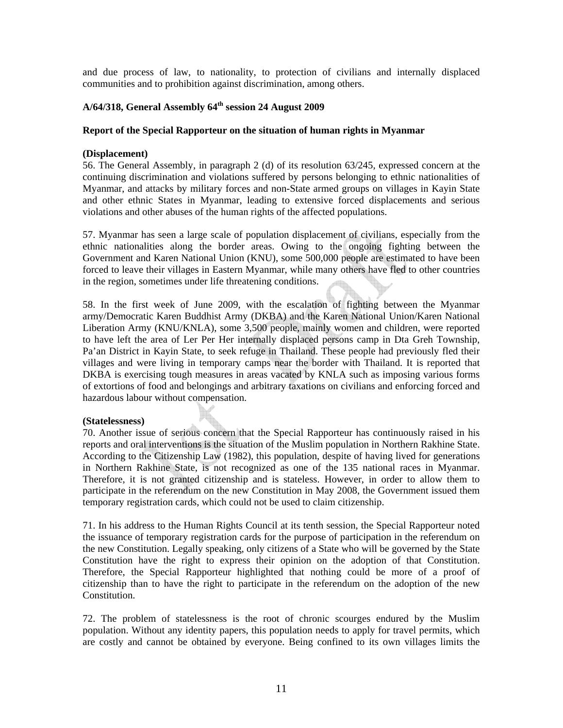and due process of law, to nationality, to protection of civilians and internally displaced communities and to prohibition against discrimination, among others.

**A/64/318, General Assembly 64th session 24 August 2009**

**Report of the Special Rapporteur on the situation of human rights in Myanmar**

**(Displacement)**

56. The General Assembly, in paragraph 2 (d) of its resolution 63/245, expressed concern at the continuing discrimination and violations suffered by persons belonging to ethnic nationalities of Myanmar, and attacks by military forces and non-State armed groups on villages in Kayin State and other ethnic States in Myanmar, leading to extensive forced displacements and serious violations and other abuses of the human rights of the affected populations.

57. Myanmar has seen a large scale of population displacement of civilians, especially from the ethnic nationalities along the border areas. Owing to the ongoing fighting between the Government and Karen National Union (KNU), some 500,000 people are estimated to have been forced to leave their villages in Eastern Myanmar, while many others have fled to other countries in the region, sometimes under life threatening conditions.

58. In the first week of June 2009, with the escalation of fighting between the Myanmar army/Democratic Karen Buddhist Army (DKBA) and the Karen National Union/Karen National Liberation Army (KNU/KNLA), some 3,500 people, mainly women and children, were reported to have left the area of Ler Per Her internally displaced persons camp in Dta Greh Township, Pa'an District in Kayin State, to seek refuge in Thailand. These people had previously fled their villages and were living in temporary camps near the border with Thailand. It is reported that DKBA is exercising tough measures in areas vacated by KNLA such as imposing various forms of extortions of food and belongings and arbitrary taxations on civilians and enforcing forced and hazardous labour without compensation.

**(Statelessness)**

70. Another issue of serious concern that the Special Rapporteur has continuously raised in his reports and oral interventions is the situation of the Muslim population in Northern Rakhine State. According to the Citizenship Law (1982), this population, despite of having lived for generations in Northern Rakhine State, is not recognized as one of the 135 national races in Myanmar. Therefore, it is not granted citizenship and is stateless. However, in order to allow them to participate in the referendum on the new Constitution in May 2008, the Government issued them temporary registration cards, which could not be used to claim citizenship.

71. In his address to the Human Rights Council at its tenth session, the Special Rapporteur noted the issuance of temporary registration cards for the purpose of participation in the referendum on the new Constitution. Legally speaking, only citizens of a State who will be governed by the State Constitution have the right to express their opinion on the adoption of that Constitution. Therefore, the Special Rapporteur highlighted that nothing could be more of a proof of citizenship than to have the right to participate in the referendum on the adoption of the new Constitution.

72. The problem of statelessness is the root of chronic scourges endured by the Muslim population. Without any identity papers, this population needs to apply for travel permits, which are costly and cannot be obtained by everyone. Being confined to its own villages limits the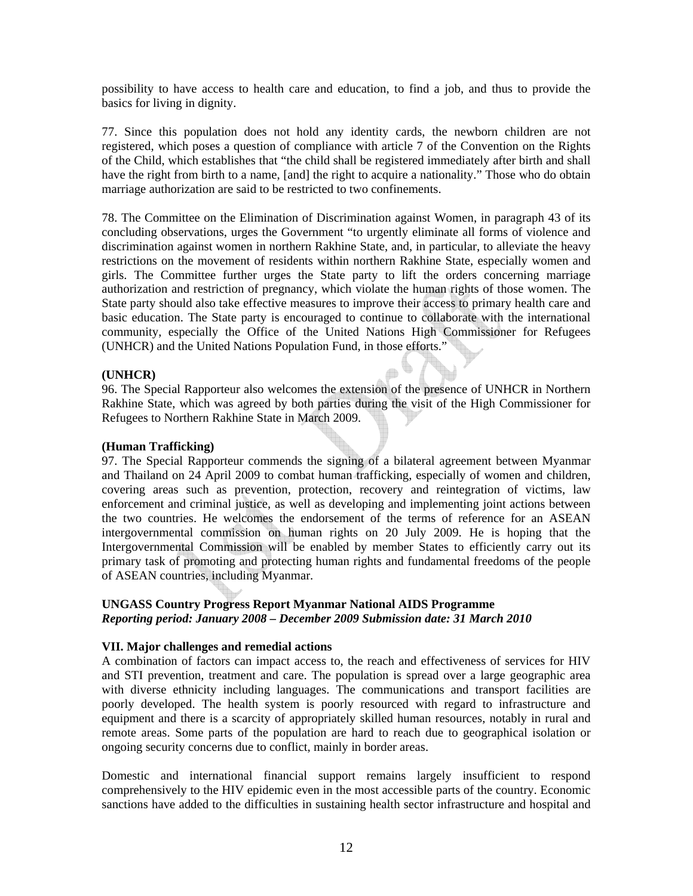possibility to have access to health care and education, to find a job, and thus to provide the basics for living in dignity.

77. Since this population does not hold any identity cards, the newborn children are not registered, which poses a question of compliance with article 7 of the Convention on the Rights of the Child, which establishes that "the child shall be registered immediately after birth and shall have the right from birth to a name, [and] the right to acquire a nationality." Those who do obtain marriage authorization are said to be restricted to two confinements.

78. The Committee on the Elimination of Discrimination against Women, in paragraph 43 of its concluding observations, urges the Government "to urgently eliminate all forms of violence and discrimination against women in northern Rakhine State, and, in particular, to alleviate the heavy restrictions on the movement of residents within northern Rakhine State, especially women and girls. The Committee further urges the State party to lift the orders concerning marriage authorization and restriction of pregnancy, which violate the human rights of those women. The State party should also take effective measures to improve their access to primary health care and basic education. The State party is encouraged to continue to collaborate with the international community, especially the Office of the United Nations High Commissioner for Refugees (UNHCR) and the United Nations Population Fund, in those efforts."

**(UNHCR)**

96. The Special Rapporteur also welcomes the extension of the presence of UNHCR in Northern Rakhine State, which was agreed by both parties during the visit of the High Commissioner for Refugees to Northern Rakhine State in March 2009.

**(Human Trafficking)**

97. The Special Rapporteur commends the signing of a bilateral agreement between Myanmar and Thailand on 24 April 2009 to combat human trafficking, especially of women and children, covering areas such as prevention, protection, recovery and reintegration of victims, law enforcement and criminal justice, as well as developing and implementing joint actions between the two countries. He welcomes the endorsement of the terms of reference for an ASEAN intergovernmental commission on human rights on 20 July 2009. He is hoping that the Intergovernmental Commission will be enabled by member States to efficiently carry out its primary task of promoting and protecting human rights and fundamental freedoms of the people of ASEAN countries, including Myanmar.

**UNGASS Country Progress Report Myanmar National AIDS Programme**
***Reporting period: January 2008 – December 2009 Submission date: 31 March 2010***

**VII. Major challenges and remedial actions**

A combination of factors can impact access to, the reach and effectiveness of services for HIV and STI prevention, treatment and care. The population is spread over a large geographic area with diverse ethnicity including languages. The communications and transport facilities are poorly developed. The health system is poorly resourced with regard to infrastructure and equipment and there is a scarcity of appropriately skilled human resources, notably in rural and remote areas. Some parts of the population are hard to reach due to geographical isolation or ongoing security concerns due to conflict, mainly in border areas.

Domestic and international financial support remains largely insufficient to respond comprehensively to the HIV epidemic even in the most accessible parts of the country. Economic sanctions have added to the difficulties in sustaining health sector infrastructure and hospital and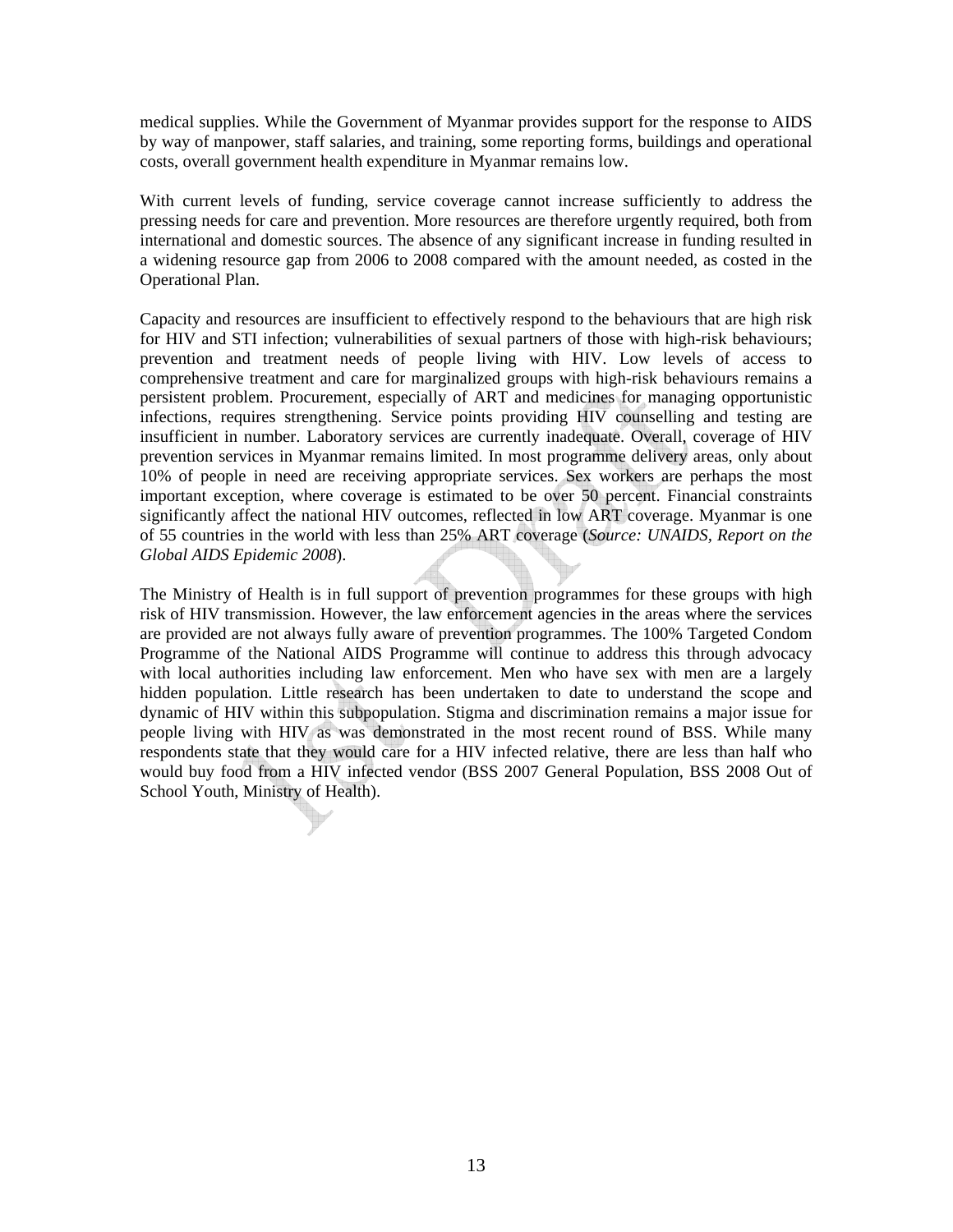medical supplies. While the Government of Myanmar provides support for the response to AIDS by way of manpower, staff salaries, and training, some reporting forms, buildings and operational costs, overall government health expenditure in Myanmar remains low.

With current levels of funding, service coverage cannot increase sufficiently to address the pressing needs for care and prevention. More resources are therefore urgently required, both from international and domestic sources. The absence of any significant increase in funding resulted in a widening resource gap from 2006 to 2008 compared with the amount needed, as costed in the Operational Plan.

Capacity and resources are insufficient to effectively respond to the behaviours that are high risk for HIV and STI infection; vulnerabilities of sexual partners of those with high-risk behaviours; prevention and treatment needs of people living with HIV. Low levels of access to comprehensive treatment and care for marginalized groups with high-risk behaviours remains a persistent problem. Procurement, especially of ART and medicines for managing opportunistic infections, requires strengthening. Service points providing HIV counselling and testing are insufficient in number. Laboratory services are currently inadequate. Overall, coverage of HIV prevention services in Myanmar remains limited. In most programme delivery areas, only about 10% of people in need are receiving appropriate services. Sex workers are perhaps the most important exception, where coverage is estimated to be over 50 percent. Financial constraints significantly affect the national HIV outcomes, reflected in low ART coverage. Myanmar is one of 55 countries in the world with less than 25% ART coverage (*Source: UNAIDS, Report on the Global AIDS Epidemic 2008*).

The Ministry of Health is in full support of prevention programmes for these groups with high risk of HIV transmission. However, the law enforcement agencies in the areas where the services are provided are not always fully aware of prevention programmes. The 100% Targeted Condom Programme of the National AIDS Programme will continue to address this through advocacy with local authorities including law enforcement. Men who have sex with men are a largely hidden population. Little research has been undertaken to date to understand the scope and dynamic of HIV within this subpopulation. Stigma and discrimination remains a major issue for people living with HIV as was demonstrated in the most recent round of BSS. While many respondents state that they would care for a HIV infected relative, there are less than half who would buy food from a HIV infected vendor (BSS 2007 General Population, BSS 2008 Out of School Youth, Ministry of Health).